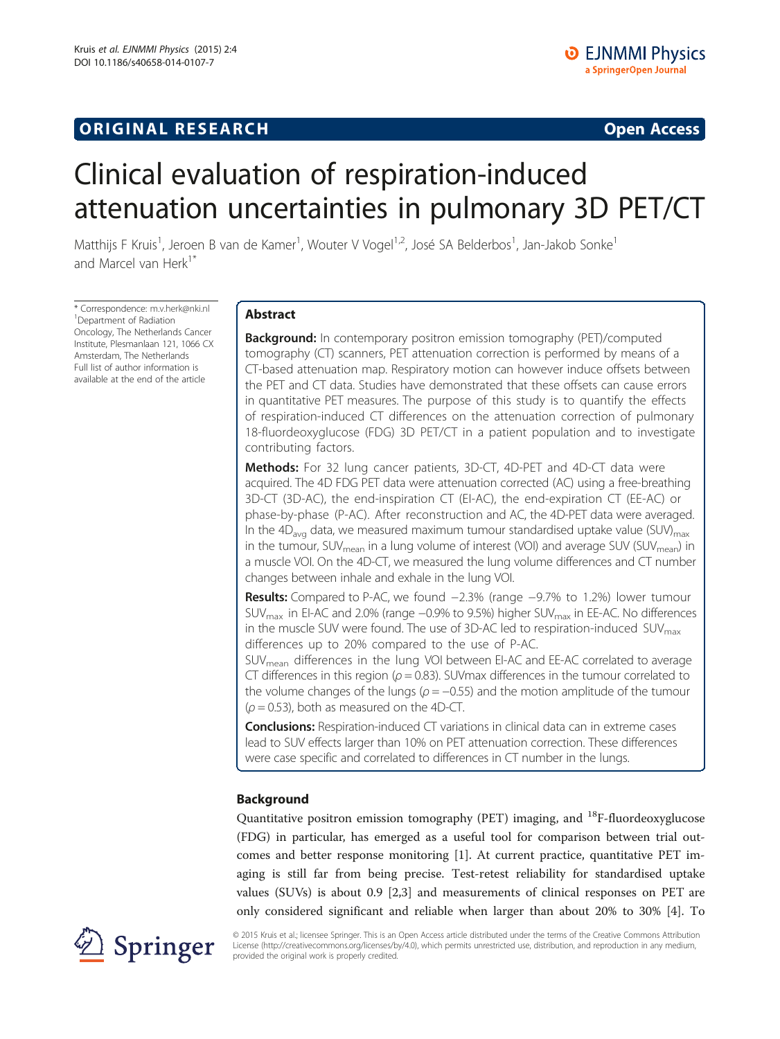ORIGINAL RESEARCH

Open Access

# Clinical evaluation of respiration-induced attenuation uncertainties in pulmonary 3D PET/CT

Matthijs F Kruis[1], Jeroen B van de Kamer[1], Wouter V Vogel[1,2], José SA Belderbos[1], Jan-Jakob Sonke[1] and Marcel van Herk[1*]

\* Correspondence: m.v.herk@nki.nl
[1]Department of Radiation Oncology, The Netherlands Cancer Institute, Plesmanlaan 121, 1066 CX Amsterdam, The Netherlands
Full list of author information is available at the end of the article

## Abstract

**Background:** In contemporary positron emission tomography (PET)/computed tomography (CT) scanners, PET attenuation correction is performed by means of a CT-based attenuation map. Respiratory motion can however induce offsets between the PET and CT data. Studies have demonstrated that these offsets can cause errors in quantitative PET measures. The purpose of this study is to quantify the effects of respiration-induced CT differences on the attenuation correction of pulmonary 18-fluordeoxyglucose (FDG) 3D PET/CT in a patient population and to investigate contributing factors.

**Methods:** For 32 lung cancer patients, 3D-CT, 4D-PET and 4D-CT data were acquired. The 4D FDG PET data were attenuation corrected (AC) using a free-breathing 3D-CT (3D-AC), the end-inspiration CT (EI-AC), the end-expiration CT (EE-AC) or phase-by-phase (P-AC). After reconstruction and AC, the 4D-PET data were averaged. In the $4D_{avg}$ data, we measured maximum tumour standardised uptake value $(SUV)_{max}$ in the tumour, $SUV_{mean}$ in a lung volume of interest (VOI) and average SUV ($SUV_{mean}$) in a muscle VOI. On the 4D-CT, we measured the lung volume differences and CT number changes between inhale and exhale in the lung VOI.

**Results:** Compared to P-AC, we found −2.3% (range −9.7% to 1.2%) lower tumour $SUV_{max}$ in EI-AC and 2.0% (range −0.9% to 9.5%) higher $SUV_{max}$ in EE-AC. No differences in the muscle SUV were found. The use of 3D-AC led to respiration-induced $SUV_{max}$ differences up to 20% compared to the use of P-AC.

$SUV_{mean}$ differences in the lung VOI between EI-AC and EE-AC correlated to average CT differences in this region ($\rho = 0.83$). SUVmax differences in the tumour correlated to the volume changes of the lungs ($\rho = -0.55$) and the motion amplitude of the tumour ($\rho = 0.53$), both as measured on the 4D-CT.

**Conclusions:** Respiration-induced CT variations in clinical data can in extreme cases lead to SUV effects larger than 10% on PET attenuation correction. These differences were case specific and correlated to differences in CT number in the lungs.

## Background

Quantitative positron emission tomography (PET) imaging, and $^{18}$F-fluordeoxyglucose (FDG) in particular, has emerged as a useful tool for comparison between trial outcomes and better response monitoring [1]. At current practice, quantitative PET imaging is still far from being precise. Test-retest reliability for standardised uptake values (SUVs) is about 0.9 [2,3] and measurements of clinical responses on PET are only considered significant and reliable when larger than about 20% to 30% [4]. To

© 2015 Kruis et al.; licensee Springer. This is an Open Access article distributed under the terms of the Creative Commons Attribution License (http://creativecommons.org/licenses/by/4.0), which permits unrestricted use, distribution, and reproduction in any medium, provided the original work is properly credited.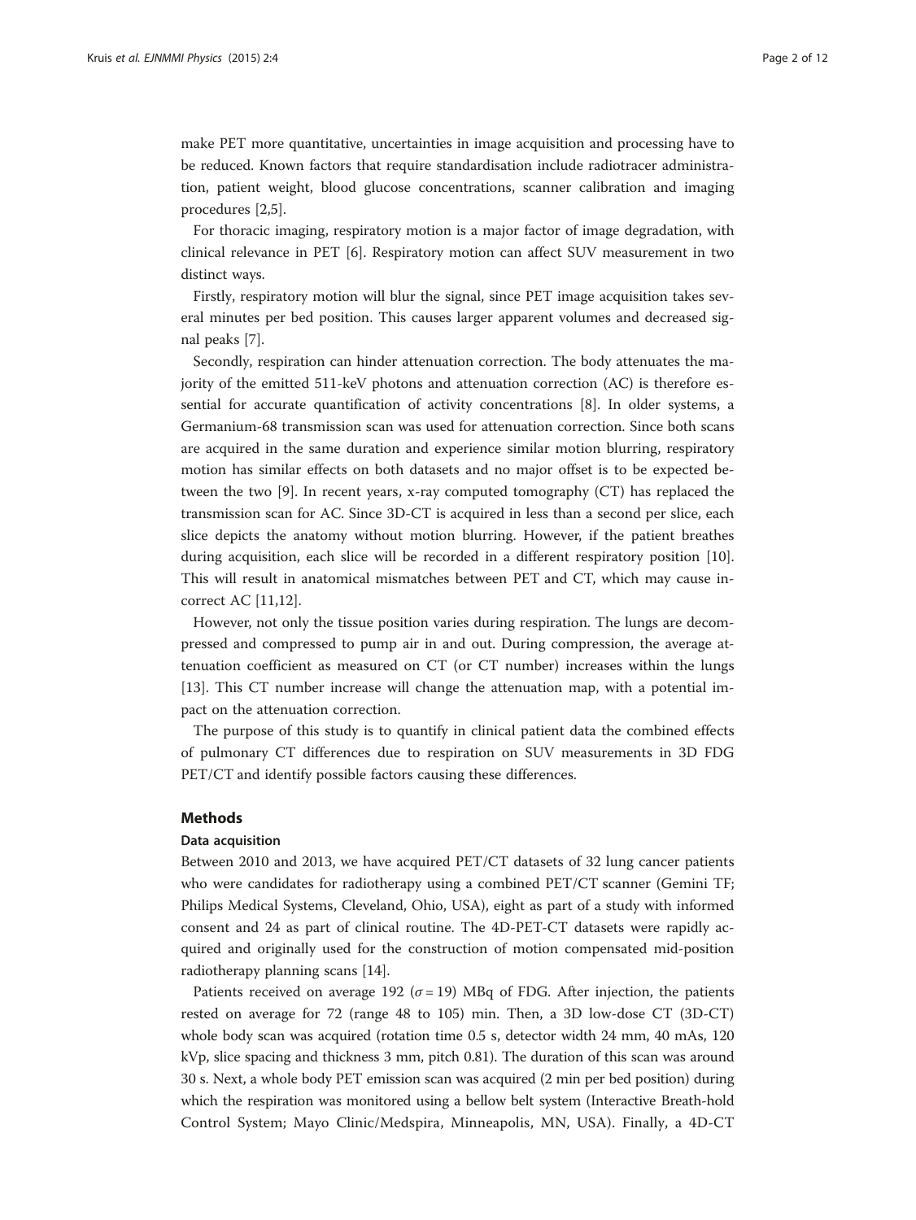make PET more quantitative, uncertainties in image acquisition and processing have to be reduced. Known factors that require standardisation include radiotracer administration, patient weight, blood glucose concentrations, scanner calibration and imaging procedures [2,5].

For thoracic imaging, respiratory motion is a major factor of image degradation, with clinical relevance in PET [6]. Respiratory motion can affect SUV measurement in two distinct ways.

Firstly, respiratory motion will blur the signal, since PET image acquisition takes several minutes per bed position. This causes larger apparent volumes and decreased signal peaks [7].

Secondly, respiration can hinder attenuation correction. The body attenuates the majority of the emitted 511-keV photons and attenuation correction (AC) is therefore essential for accurate quantification of activity concentrations [8]. In older systems, a Germanium-68 transmission scan was used for attenuation correction. Since both scans are acquired in the same duration and experience similar motion blurring, respiratory motion has similar effects on both datasets and no major offset is to be expected between the two [9]. In recent years, x-ray computed tomography (CT) has replaced the transmission scan for AC. Since 3D-CT is acquired in less than a second per slice, each slice depicts the anatomy without motion blurring. However, if the patient breathes during acquisition, each slice will be recorded in a different respiratory position [10]. This will result in anatomical mismatches between PET and CT, which may cause incorrect AC [11,12].

However, not only the tissue position varies during respiration. The lungs are decompressed and compressed to pump air in and out. During compression, the average attenuation coefficient as measured on CT (or CT number) increases within the lungs [13]. This CT number increase will change the attenuation map, with a potential impact on the attenuation correction.

The purpose of this study is to quantify in clinical patient data the combined effects of pulmonary CT differences due to respiration on SUV measurements in 3D FDG PET/CT and identify possible factors causing these differences.

## Methods

### Data acquisition

Between 2010 and 2013, we have acquired PET/CT datasets of 32 lung cancer patients who were candidates for radiotherapy using a combined PET/CT scanner (Gemini TF; Philips Medical Systems, Cleveland, Ohio, USA), eight as part of a study with informed consent and 24 as part of clinical routine. The 4D-PET-CT datasets were rapidly acquired and originally used for the construction of motion compensated mid-position radiotherapy planning scans [14].

Patients received on average 192 ($\sigma = 19$) MBq of FDG. After injection, the patients rested on average for 72 (range 48 to 105) min. Then, a 3D low-dose CT (3D-CT) whole body scan was acquired (rotation time 0.5 s, detector width 24 mm, 40 mAs, 120 kVp, slice spacing and thickness 3 mm, pitch 0.81). The duration of this scan was around 30 s. Next, a whole body PET emission scan was acquired (2 min per bed position) during which the respiration was monitored using a bellow belt system (Interactive Breath-hold Control System; Mayo Clinic/Medspira, Minneapolis, MN, USA). Finally, a 4D-CT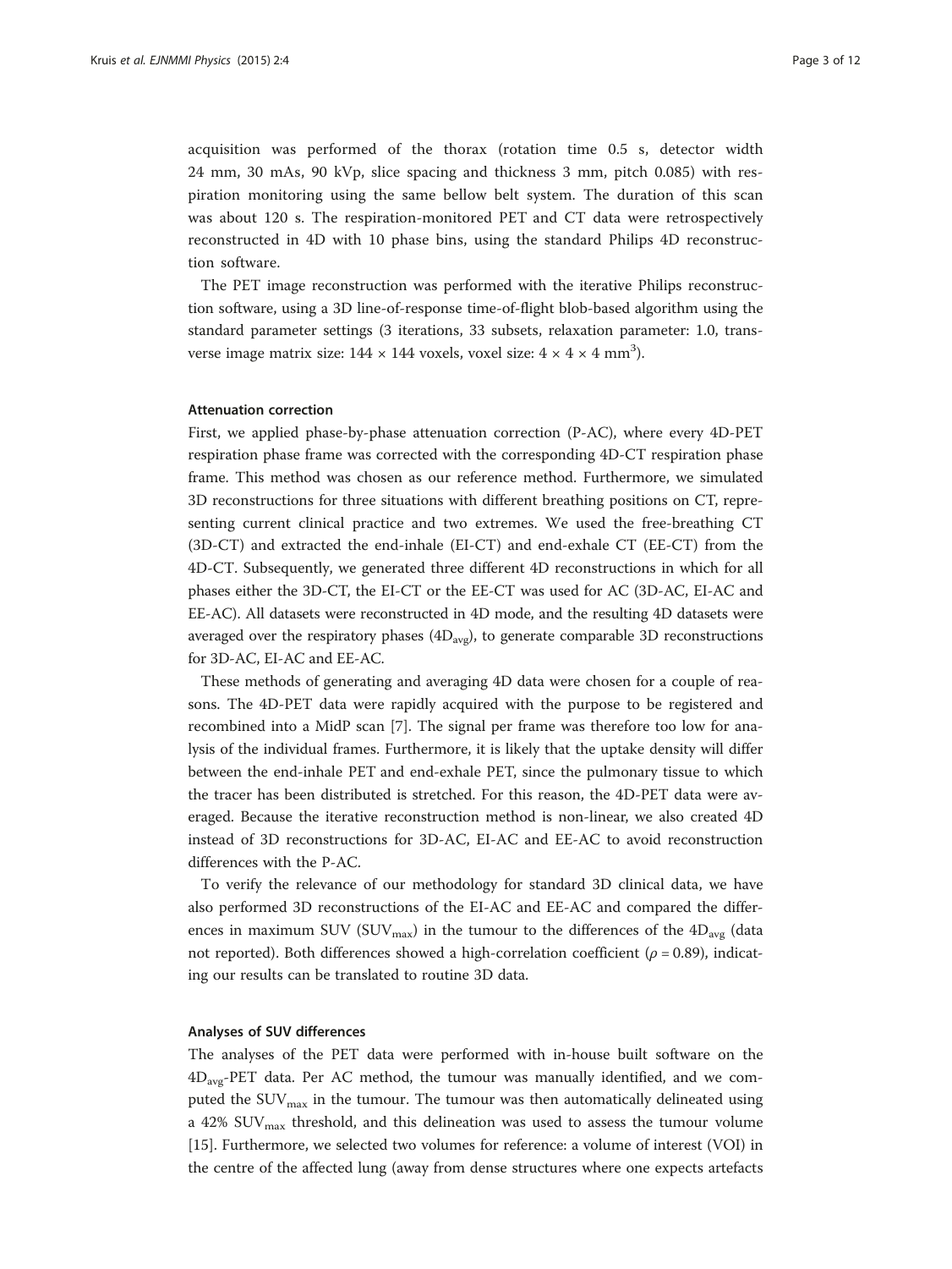acquisition was performed of the thorax (rotation time 0.5 s, detector width 24 mm, 30 mAs, 90 kVp, slice spacing and thickness 3 mm, pitch 0.085) with respiration monitoring using the same bellow belt system. The duration of this scan was about 120 s. The respiration-monitored PET and CT data were retrospectively reconstructed in 4D with 10 phase bins, using the standard Philips 4D reconstruction software.

The PET image reconstruction was performed with the iterative Philips reconstruction software, using a 3D line-of-response time-of-flight blob-based algorithm using the standard parameter settings (3 iterations, 33 subsets, relaxation parameter: 1.0, transverse image matrix size: 144 × 144 voxels, voxel size: 4 × 4 × 4 $mm^3$).

#### Attenuation correction

First, we applied phase-by-phase attenuation correction (P-AC), where every 4D-PET respiration phase frame was corrected with the corresponding 4D-CT respiration phase frame. This method was chosen as our reference method. Furthermore, we simulated 3D reconstructions for three situations with different breathing positions on CT, representing current clinical practice and two extremes. We used the free-breathing CT (3D-CT) and extracted the end-inhale (EI-CT) and end-exhale CT (EE-CT) from the 4D-CT. Subsequently, we generated three different 4D reconstructions in which for all phases either the 3D-CT, the EI-CT or the EE-CT was used for AC (3D-AC, EI-AC and EE-AC). All datasets were reconstructed in 4D mode, and the resulting 4D datasets were averaged over the respiratory phases ($4D_{avg}$), to generate comparable 3D reconstructions for 3D-AC, EI-AC and EE-AC.

These methods of generating and averaging 4D data were chosen for a couple of reasons. The 4D-PET data were rapidly acquired with the purpose to be registered and recombined into a MidP scan [7]. The signal per frame was therefore too low for analysis of the individual frames. Furthermore, it is likely that the uptake density will differ between the end-inhale PET and end-exhale PET, since the pulmonary tissue to which the tracer has been distributed is stretched. For this reason, the 4D-PET data were averaged. Because the iterative reconstruction method is non-linear, we also created 4D instead of 3D reconstructions for 3D-AC, EI-AC and EE-AC to avoid reconstruction differences with the P-AC.

To verify the relevance of our methodology for standard 3D clinical data, we have also performed 3D reconstructions of the EI-AC and EE-AC and compared the differences in maximum SUV ($SUV_{max}$) in the tumour to the differences of the $4D_{avg}$ (data not reported). Both differences showed a high-correlation coefficient ($\rho = 0.89$), indicating our results can be translated to routine 3D data.

#### Analyses of SUV differences

The analyses of the PET data were performed with in-house built software on the $4D_{avg}$-PET data. Per AC method, the tumour was manually identified, and we computed the $SUV_{max}$ in the tumour. The tumour was then automatically delineated using a 42% $SUV_{max}$ threshold, and this delineation was used to assess the tumour volume [15]. Furthermore, we selected two volumes for reference: a volume of interest (VOI) in the centre of the affected lung (away from dense structures where one expects artefacts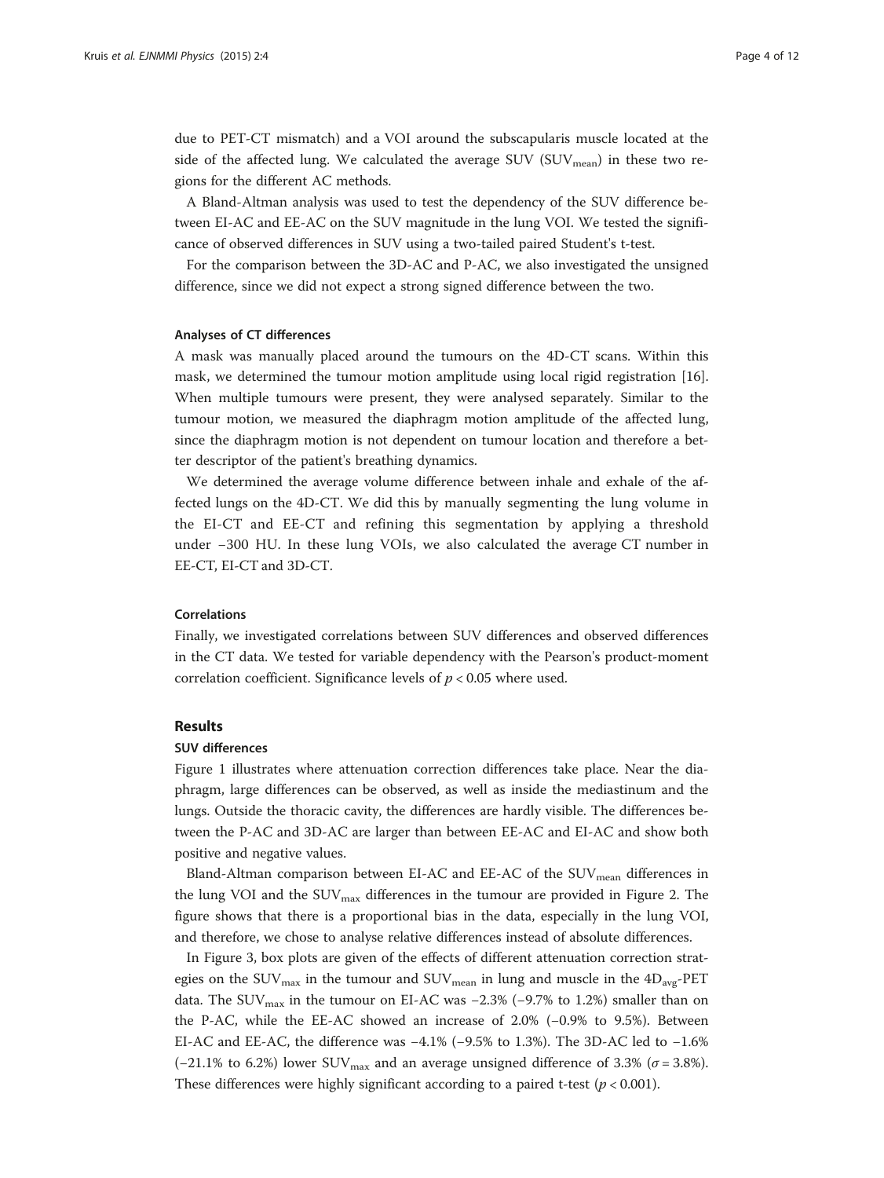due to PET-CT mismatch) and a VOI around the subscapularis muscle located at the side of the affected lung. We calculated the average SUV ($SUV_{mean}$) in these two regions for the different AC methods.

A Bland-Altman analysis was used to test the dependency of the SUV difference between EI-AC and EE-AC on the SUV magnitude in the lung VOI. We tested the significance of observed differences in SUV using a two-tailed paired Student's t-test.

For the comparison between the 3D-AC and P-AC, we also investigated the unsigned difference, since we did not expect a strong signed difference between the two.

#### Analyses of CT differences

A mask was manually placed around the tumours on the 4D-CT scans. Within this mask, we determined the tumour motion amplitude using local rigid registration [16]. When multiple tumours were present, they were analysed separately. Similar to the tumour motion, we measured the diaphragm motion amplitude of the affected lung, since the diaphragm motion is not dependent on tumour location and therefore a better descriptor of the patient's breathing dynamics.

We determined the average volume difference between inhale and exhale of the affected lungs on the 4D-CT. We did this by manually segmenting the lung volume in the EI-CT and EE-CT and refining this segmentation by applying a threshold under −300 HU. In these lung VOIs, we also calculated the average CT number in EE-CT, EI-CT and 3D-CT.

#### Correlations

Finally, we investigated correlations between SUV differences and observed differences in the CT data. We tested for variable dependency with the Pearson's product-moment correlation coefficient. Significance levels of $p < 0.05$ where used.

## Results

#### SUV differences

Figure 1 illustrates where attenuation correction differences take place. Near the diaphragm, large differences can be observed, as well as inside the mediastinum and the lungs. Outside the thoracic cavity, the differences are hardly visible. The differences between the P-AC and 3D-AC are larger than between EE-AC and EI-AC and show both positive and negative values.

Bland-Altman comparison between EI-AC and EE-AC of the $SUV_{mean}$ differences in the lung VOI and the $SUV_{max}$ differences in the tumour are provided in Figure 2. The figure shows that there is a proportional bias in the data, especially in the lung VOI, and therefore, we chose to analyse relative differences instead of absolute differences.

In Figure 3, box plots are given of the effects of different attenuation correction strategies on the $SUV_{max}$ in the tumour and $SUV_{mean}$ in lung and muscle in the $4D_{avg}$-PET data. The $SUV_{max}$ in the tumour on EI-AC was −2.3% (−9.7% to 1.2%) smaller than on the P-AC, while the EE-AC showed an increase of 2.0% (−0.9% to 9.5%). Between EI-AC and EE-AC, the difference was −4.1% (−9.5% to 1.3%). The 3D-AC led to −1.6% (−21.1% to 6.2%) lower $SUV_{max}$ and an average unsigned difference of 3.3% ($\sigma = 3.8\%$). These differences were highly significant according to a paired t-test ($p < 0.001$).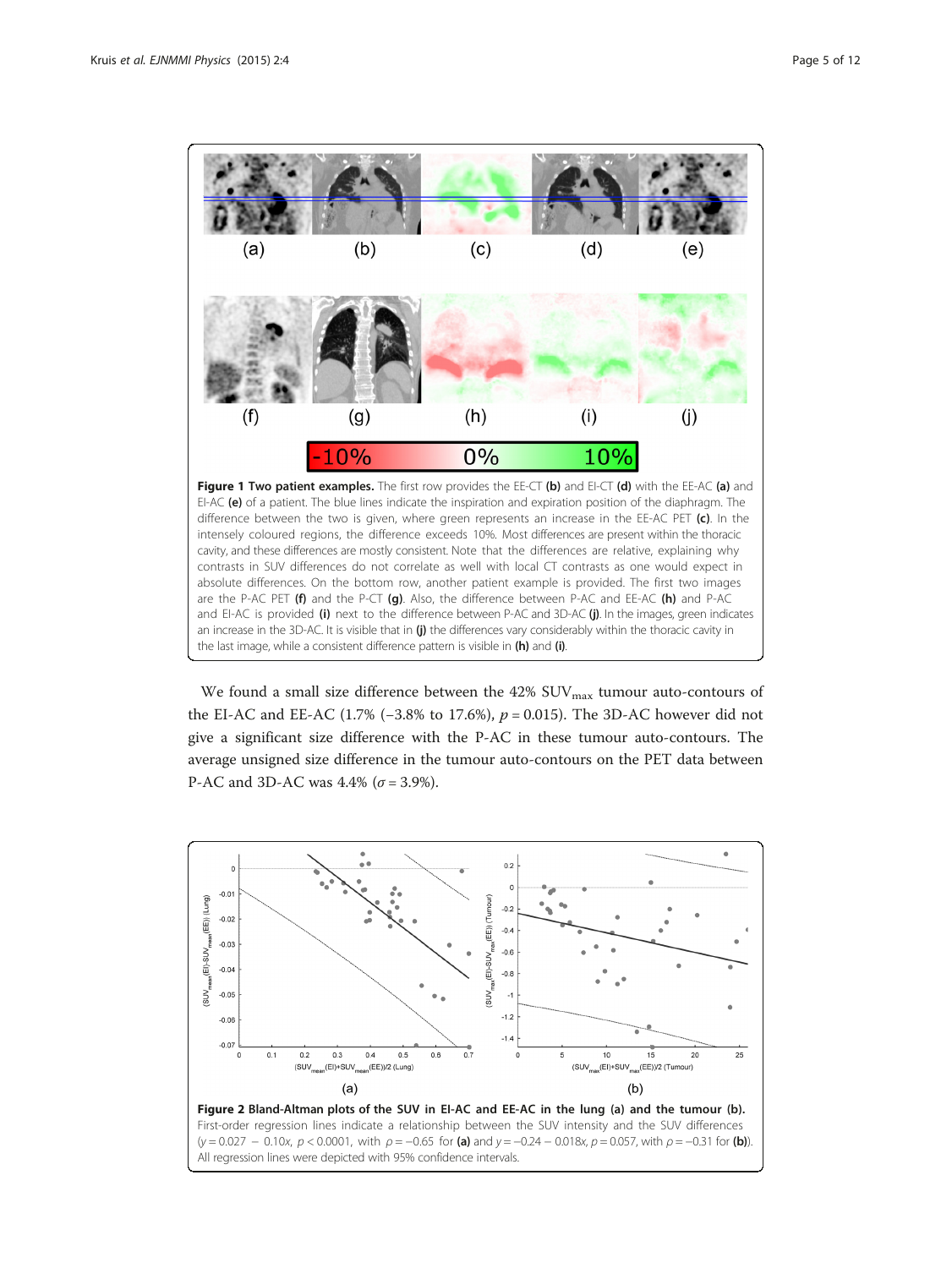**Figure 1 Two patient examples.** The first row provides the EE-CT **(b)** and EI-CT **(d)** with the EE-AC **(a)** and EI-AC **(e)** of a patient. The blue lines indicate the inspiration and expiration position of the diaphragm. The difference between the two is given, where green represents an increase in the EE-AC PET **(c)**. In the intensely coloured regions, the difference exceeds 10%. Most differences are present within the thoracic cavity, and these differences are mostly consistent. Note that the differences are relative, explaining why contrasts in SUV differences do not correlate as well with local CT contrasts as one would expect in absolute differences. On the bottom row, another patient example is provided. The first two images are the P-AC PET **(f)** and the P-CT **(g)**. Also, the difference between P-AC and EE-AC **(h)** and P-AC and EI-AC is provided **(i)** next to the difference between P-AC and 3D-AC **(j)**. In the images, green indicates an increase in the 3D-AC. It is visible that in **(j)** the differences vary considerably within the thoracic cavity in the last image, while a consistent difference pattern is visible in **(h)** and **(i)**.

We found a small size difference between the 42% $SUV_{max}$ tumour auto-contours of the EI-AC and EE-AC (1.7% (−3.8% to 17.6%), $p = 0.015$). The 3D-AC however did not give a significant size difference with the P-AC in these tumour auto-contours. The average unsigned size difference in the tumour auto-contours on the PET data between P-AC and 3D-AC was 4.4% ($\sigma = 3.9\%$).

**Figure 2 Bland-Altman plots of the SUV in EI-AC and EE-AC in the lung (a) and the tumour (b).** First-order regression lines indicate a relationship between the SUV intensity and the SUV differences ($y = 0.027 - 0.10x$, $p < 0.0001$, with $\rho = -0.65$ for **(a)** and $y = -0.24 - 0.018x$, $p = 0.057$, with $\rho = -0.31$ for **(b)**). All regression lines were depicted with 95% confidence intervals.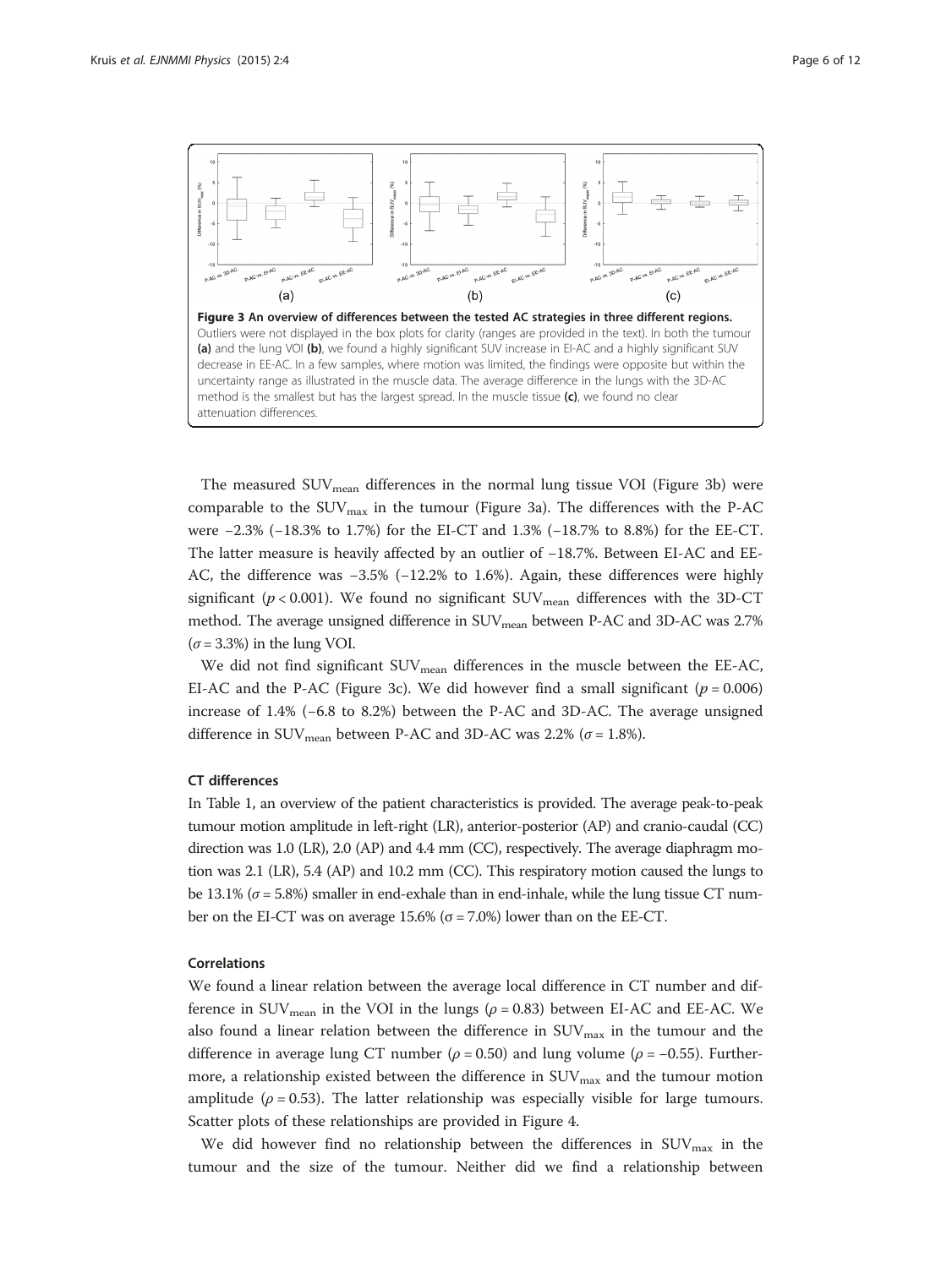**Figure 3 An overview of differences between the tested AC strategies in three different regions.** Outliers were not displayed in the box plots for clarity (ranges are provided in the text). In both the tumour **(a)** and the lung VOI **(b)**, we found a highly significant SUV increase in EI-AC and a highly significant SUV decrease in EE-AC. In a few samples, where motion was limited, the findings were opposite but within the uncertainty range as illustrated in the muscle data. The average difference in the lungs with the 3D-AC method is the smallest but has the largest spread. In the muscle tissue **(c)**, we found no clear attenuation differences.

The measured $SUV_{mean}$ differences in the normal lung tissue VOI (Figure 3b) were comparable to the $SUV_{max}$ in the tumour (Figure 3a). The differences with the P-AC were −2.3% (−18.3% to 1.7%) for the EI-CT and 1.3% (−18.7% to 8.8%) for the EE-CT. The latter measure is heavily affected by an outlier of −18.7%. Between EI-AC and EE-AC, the difference was −3.5% (−12.2% to 1.6%). Again, these differences were highly significant ($p < 0.001$). We found no significant $SUV_{mean}$ differences with the 3D-CT method. The average unsigned difference in $SUV_{mean}$ between P-AC and 3D-AC was 2.7% ($\sigma = 3.3\%$) in the lung VOI.

We did not find significant $SUV_{mean}$ differences in the muscle between the EE-AC, EI-AC and the P-AC (Figure 3c). We did however find a small significant ($p = 0.006$) increase of 1.4% (−6.8 to 8.2%) between the P-AC and 3D-AC. The average unsigned difference in $SUV_{mean}$ between P-AC and 3D-AC was 2.2% ($\sigma = 1.8\%$).

### CT differences

In Table 1, an overview of the patient characteristics is provided. The average peak-to-peak tumour motion amplitude in left-right (LR), anterior-posterior (AP) and cranio-caudal (CC) direction was 1.0 (LR), 2.0 (AP) and 4.4 mm (CC), respectively. The average diaphragm motion was 2.1 (LR), 5.4 (AP) and 10.2 mm (CC). This respiratory motion caused the lungs to be 13.1% ($\sigma = 5.8\%$) smaller in end-exhale than in end-inhale, while the lung tissue CT number on the EI-CT was on average 15.6% ($\sigma = 7.0\%$) lower than on the EE-CT.

### Correlations

We found a linear relation between the average local difference in CT number and difference in $SUV_{mean}$ in the VOI in the lungs ($\rho = 0.83$) between EI-AC and EE-AC. We also found a linear relation between the difference in $SUV_{max}$ in the tumour and the difference in average lung CT number ($\rho = 0.50$) and lung volume ($\rho = -0.55$). Furthermore, a relationship existed between the difference in $SUV_{max}$ and the tumour motion amplitude ($\rho = 0.53$). The latter relationship was especially visible for large tumours. Scatter plots of these relationships are provided in Figure 4.

We did however find no relationship between the differences in $SUV_{max}$ in the tumour and the size of the tumour. Neither did we find a relationship between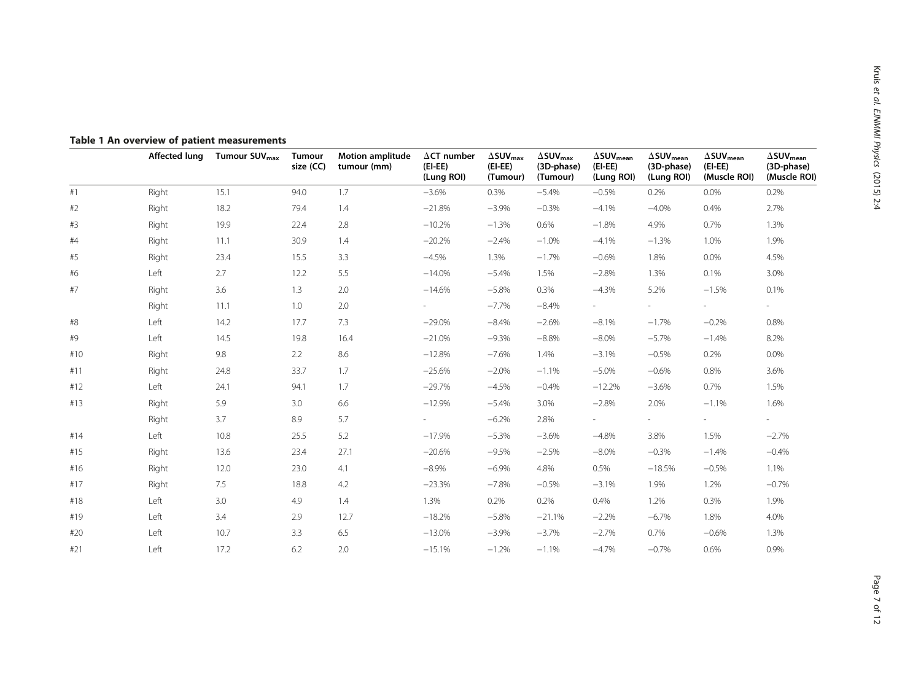**Table 1 An overview of patient measurements**

| | Affected lung | Tumour $SUV_{max}$ | Tumour size (CC) | Motion amplitude tumour (mm) | $\Delta$CT number (EI-EE) (Lung ROI) | $\Delta SUV_{max}$ (EI-EE) (Tumour) | $\Delta SUV_{max}$ (3D-phase) (Tumour) | $\Delta SUV_{mean}$ (EI-EE) (Lung ROI) | $\Delta SUV_{mean}$ (3D-phase) (Lung ROI) | $\Delta SUV_{mean}$ (EI-EE) (Muscle ROI) | $\Delta SUV_{mean}$ (3D-phase) (Muscle ROI) |
|---|---|---|---|---|---|---|---|---|---|---|---|
| #1 | Right | 15.1 | 94.0 | 1.7 | −3.6% | 0.3% | −5.4% | −0.5% | 0.2% | 0.0% | 0.2% |
| #2 | Right | 18.2 | 79.4 | 1.4 | −21.8% | −3.9% | −0.3% | −4.1% | −4.0% | 0.4% | 2.7% |
| #3 | Right | 19.9 | 22.4 | 2.8 | −10.2% | −1.3% | 0.6% | −1.8% | 4.9% | 0.7% | 1.3% |
| #4 | Right | 11.1 | 30.9 | 1.4 | −20.2% | −2.4% | −1.0% | −4.1% | −1.3% | 1.0% | 1.9% |
| #5 | Right | 23.4 | 15.5 | 3.3 | −4.5% | 1.3% | −1.7% | −0.6% | 1.8% | 0.0% | 4.5% |
| #6 | Left | 2.7 | 12.2 | 5.5 | −14.0% | −5.4% | 1.5% | −2.8% | 1.3% | 0.1% | 3.0% |
| #7 | Right | 3.6 | 1.3 | 2.0 | −14.6% | −5.8% | 0.3% | −4.3% | 5.2% | −1.5% | 0.1% |
| | Right | 11.1 | 1.0 | 2.0 | - | −7.7% | −8.4% | - | - | - | - |
| #8 | Left | 14.2 | 17.7 | 7.3 | −29.0% | −8.4% | −2.6% | −8.1% | −1.7% | −0.2% | 0.8% |
| #9 | Left | 14.5 | 19.8 | 16.4 | −21.0% | −9.3% | −8.8% | −8.0% | −5.7% | −1.4% | 8.2% |
| #10 | Right | 9.8 | 2.2 | 8.6 | −12.8% | −7.6% | 1.4% | −3.1% | −0.5% | 0.2% | 0.0% |
| #11 | Right | 24.8 | 33.7 | 1.7 | −25.6% | −2.0% | −1.1% | −5.0% | −0.6% | 0.8% | 3.6% |
| #12 | Left | 24.1 | 94.1 | 1.7 | −29.7% | −4.5% | −0.4% | −12.2% | −3.6% | 0.7% | 1.5% |
| #13 | Right | 5.9 | 3.0 | 6.6 | −12.9% | −5.4% | 3.0% | −2.8% | 2.0% | −1.1% | 1.6% |
| | Right | 3.7 | 8.9 | 5.7 | - | −6.2% | 2.8% | - | - | - | - |
| #14 | Left | 10.8 | 25.5 | 5.2 | −17.9% | −5.3% | −3.6% | −4.8% | 3.8% | 1.5% | −2.7% |
| #15 | Right | 13.6 | 23.4 | 27.1 | −20.6% | −9.5% | −2.5% | −8.0% | −0.3% | −1.4% | −0.4% |
| #16 | Right | 12.0 | 23.0 | 4.1 | −8.9% | −6.9% | 4.8% | 0.5% | −18.5% | −0.5% | 1.1% |
| #17 | Right | 7.5 | 18.8 | 4.2 | −23.3% | −7.8% | −0.5% | −3.1% | 1.9% | 1.2% | −0.7% |
| #18 | Left | 3.0 | 4.9 | 1.4 | 1.3% | 0.2% | 0.2% | 0.4% | 1.2% | 0.3% | 1.9% |
| #19 | Left | 3.4 | 2.9 | 12.7 | −18.2% | −5.8% | −21.1% | −2.2% | −6.7% | 1.8% | 4.0% |
| #20 | Left | 10.7 | 3.3 | 6.5 | −13.0% | −3.9% | −3.7% | −2.7% | 0.7% | −0.6% | 1.3% |
| #21 | Left | 17.2 | 6.2 | 2.0 | −15.1% | −1.2% | −1.1% | −4.7% | −0.7% | 0.6% | 0.9% |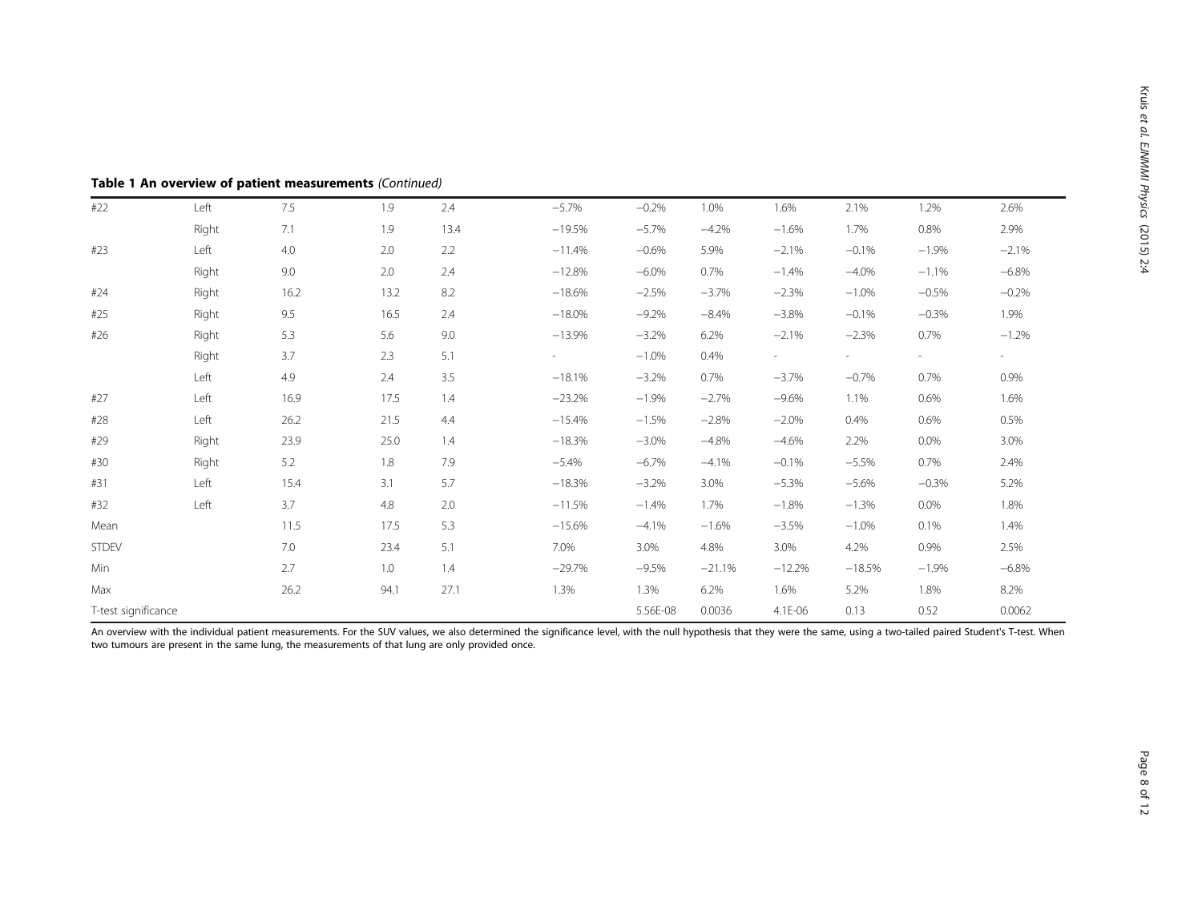**Table 1 An overview of patient measurements** *(Continued)*

| | | | | | | | | | | | |
|---|---|---|---|---|---|---|---|---|---|---|---|
| #22 | Left | 7.5 | 1.9 | 2.4 | −5.7% | −0.2% | 1.0% | 1.6% | 2.1% | 1.2% | 2.6% |
| | Right | 7.1 | 1.9 | 13.4 | −19.5% | −5.7% | −4.2% | −1.6% | 1.7% | 0.8% | 2.9% |
| #23 | Left | 4.0 | 2.0 | 2.2 | −11.4% | −0.6% | 5.9% | −2.1% | −0.1% | −1.9% | −2.1% |
| | Right | 9.0 | 2.0 | 2.4 | −12.8% | −6.0% | 0.7% | −1.4% | −4.0% | −1.1% | −6.8% |
| #24 | Right | 16.2 | 13.2 | 8.2 | −18.6% | −2.5% | −3.7% | −2.3% | −1.0% | −0.5% | −0.2% |
| #25 | Right | 9.5 | 16.5 | 2.4 | −18.0% | −9.2% | −8.4% | −3.8% | −0.1% | −0.3% | 1.9% |
| #26 | Right | 5.3 | 5.6 | 9.0 | −13.9% | −3.2% | 6.2% | −2.1% | −2.3% | 0.7% | −1.2% |
| | Right | 3.7 | 2.3 | 5.1 | - | −1.0% | 0.4% | - | - | - | - |
| | Left | 4.9 | 2.4 | 3.5 | −18.1% | −3.2% | 0.7% | −3.7% | −0.7% | 0.7% | 0.9% |
| #27 | Left | 16.9 | 17.5 | 1.4 | −23.2% | −1.9% | −2.7% | −9.6% | 1.1% | 0.6% | 1.6% |
| #28 | Left | 26.2 | 21.5 | 4.4 | −15.4% | −1.5% | −2.8% | −2.0% | 0.4% | 0.6% | 0.5% |
| #29 | Right | 23.9 | 25.0 | 1.4 | −18.3% | −3.0% | −4.8% | −4.6% | 2.2% | 0.0% | 3.0% |
| #30 | Right | 5.2 | 1.8 | 7.9 | −5.4% | −6.7% | −4.1% | −0.1% | −5.5% | 0.7% | 2.4% |
| #31 | Left | 15.4 | 3.1 | 5.7 | −18.3% | −3.2% | 3.0% | −5.3% | −5.6% | −0.3% | 5.2% |
| #32 | Left | 3.7 | 4.8 | 2.0 | −11.5% | −1.4% | 1.7% | −1.8% | −1.3% | 0.0% | 1.8% |
| Mean | | 11.5 | 17.5 | 5.3 | −15.6% | −4.1% | −1.6% | −3.5% | −1.0% | 0.1% | 1.4% |
| STDEV | | 7.0 | 23.4 | 5.1 | 7.0% | 3.0% | 4.8% | 3.0% | 4.2% | 0.9% | 2.5% |
| Min | | 2.7 | 1.0 | 1.4 | −29.7% | −9.5% | −21.1% | −12.2% | −18.5% | −1.9% | −6.8% |
| Max | | 26.2 | 94.1 | 27.1 | 1.3% | 1.3% | 6.2% | 1.6% | 5.2% | 1.8% | 8.2% |
| T-test significance | | | | | | 5.56E-08 | 0.0036 | 4.1E-06 | 0.13 | 0.52 | 0.0062 |

An overview with the individual patient measurements. For the SUV values, we also determined the significance level, with the null hypothesis that they were the same, using a two-tailed paired Student's T-test. When two tumours are present in the same lung, the measurements of that lung are only provided once.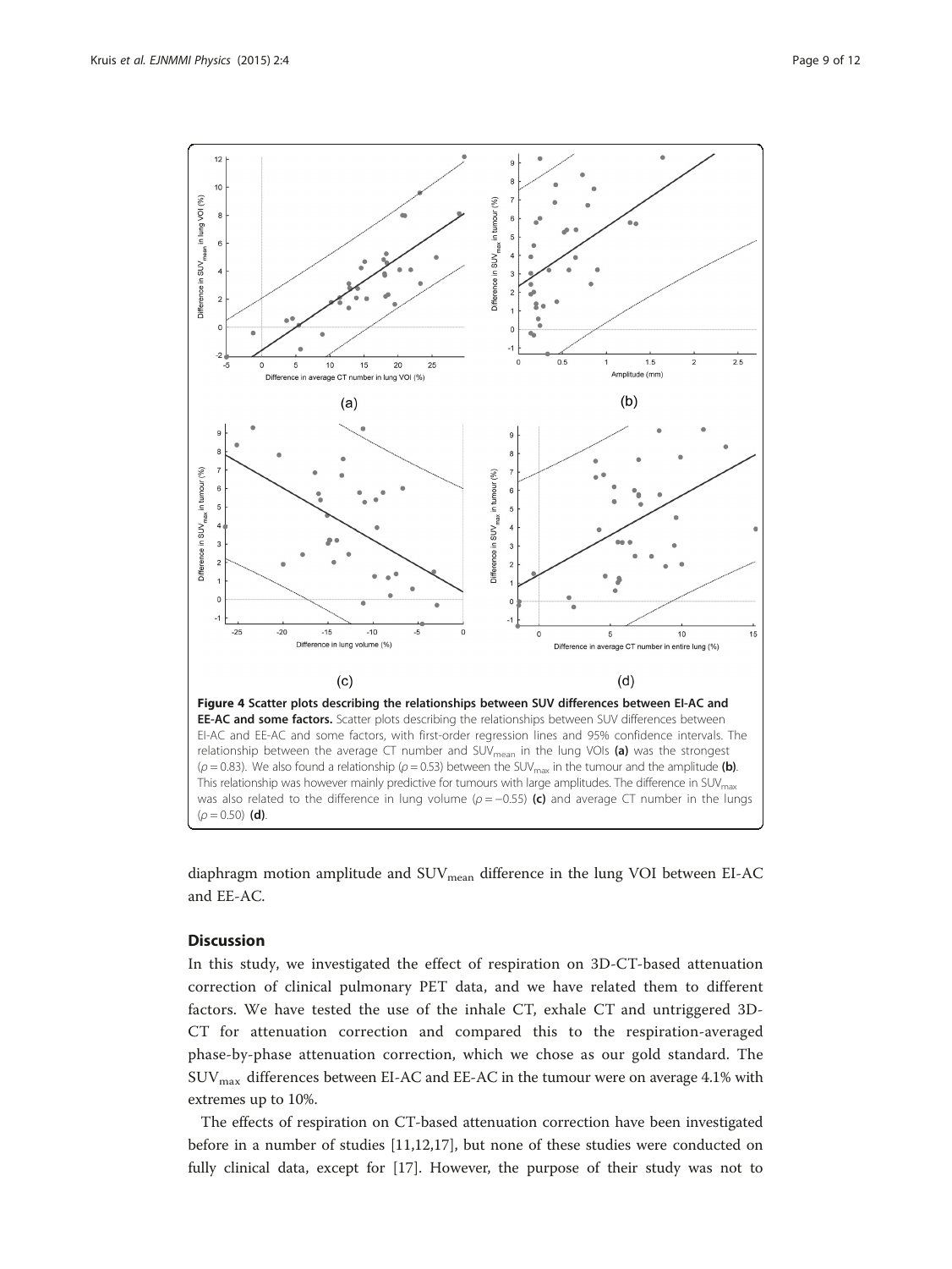**Figure 4 Scatter plots describing the relationships between SUV differences between EI-AC and EE-AC and some factors.** Scatter plots describing the relationships between SUV differences between EI-AC and EE-AC and some factors, with first-order regression lines and 95% confidence intervals. The relationship between the average CT number and $SUV_{mean}$ in the lung VOIs **(a)** was the strongest ($\rho = 0.83$). We also found a relationship ($\rho = 0.53$) between the $SUV_{max}$ in the tumour and the amplitude **(b)**. This relationship was however mainly predictive for tumours with large amplitudes. The difference in $SUV_{max}$ was also related to the difference in lung volume ($\rho = -0.55$) **(c)** and average CT number in the lungs ($\rho = 0.50$) **(d)**.

diaphragm motion amplitude and $SUV_{mean}$ difference in the lung VOI between EI-AC and EE-AC.

## Discussion

In this study, we investigated the effect of respiration on 3D-CT-based attenuation correction of clinical pulmonary PET data, and we have related them to different factors. We have tested the use of the inhale CT, exhale CT and untriggered 3D-CT for attenuation correction and compared this to the respiration-averaged phase-by-phase attenuation correction, which we chose as our gold standard. The $SUV_{max}$ differences between EI-AC and EE-AC in the tumour were on average 4.1% with extremes up to 10%.

The effects of respiration on CT-based attenuation correction have been investigated before in a number of studies [11,12,17], but none of these studies were conducted on fully clinical data, except for [17]. However, the purpose of their study was not to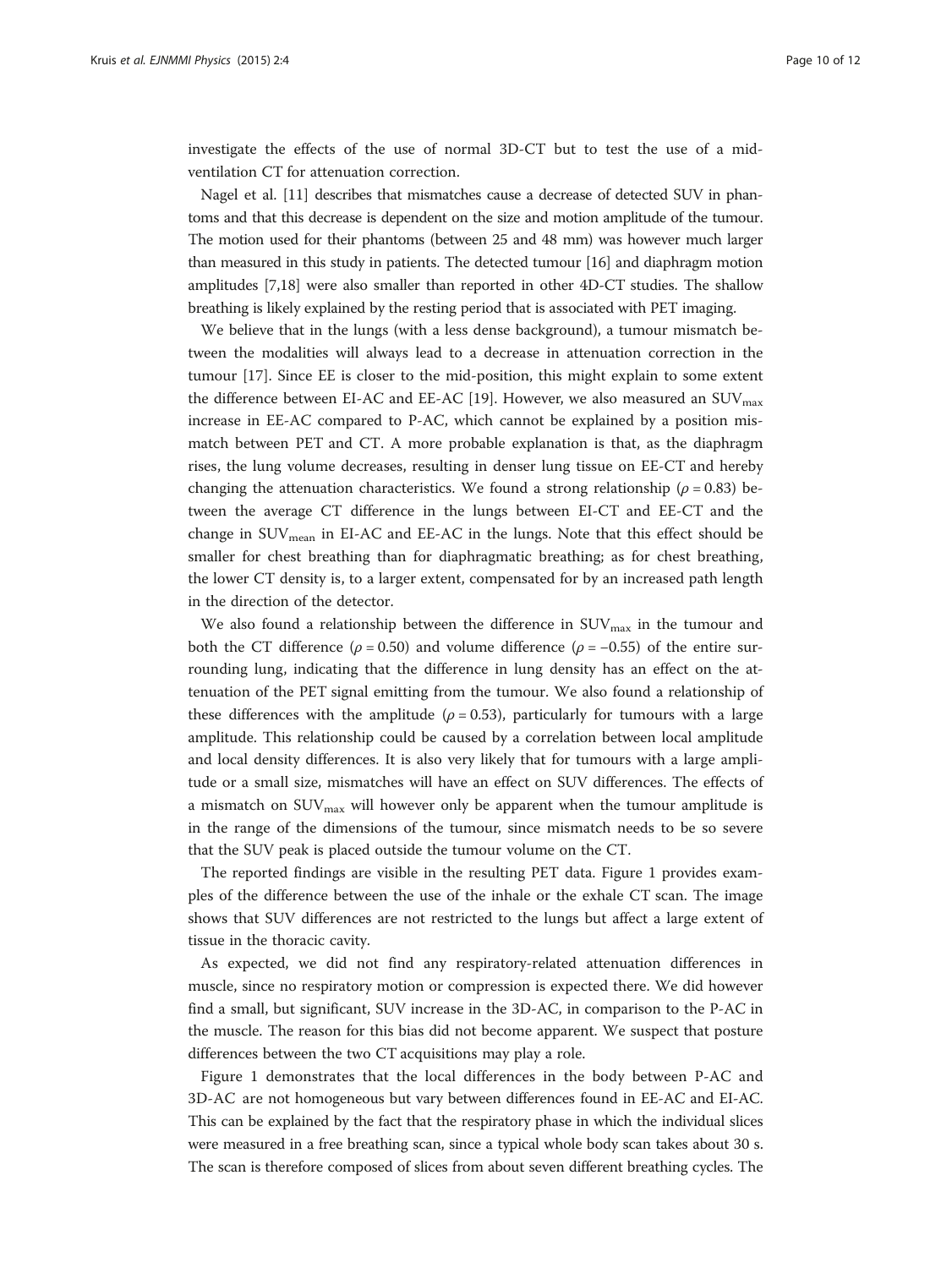investigate the effects of the use of normal 3D-CT but to test the use of a mid-ventilation CT for attenuation correction.

Nagel et al. [11] describes that mismatches cause a decrease of detected SUV in phantoms and that this decrease is dependent on the size and motion amplitude of the tumour. The motion used for their phantoms (between 25 and 48 mm) was however much larger than measured in this study in patients. The detected tumour [16] and diaphragm motion amplitudes [7,18] were also smaller than reported in other 4D-CT studies. The shallow breathing is likely explained by the resting period that is associated with PET imaging.

We believe that in the lungs (with a less dense background), a tumour mismatch between the modalities will always lead to a decrease in attenuation correction in the tumour [17]. Since EE is closer to the mid-position, this might explain to some extent the difference between EI-AC and EE-AC [19]. However, we also measured an $SUV_{max}$ increase in EE-AC compared to P-AC, which cannot be explained by a position mismatch between PET and CT. A more probable explanation is that, as the diaphragm rises, the lung volume decreases, resulting in denser lung tissue on EE-CT and hereby changing the attenuation characteristics. We found a strong relationship ($\rho = 0.83$) between the average CT difference in the lungs between EI-CT and EE-CT and the change in $SUV_{mean}$ in EI-AC and EE-AC in the lungs. Note that this effect should be smaller for chest breathing than for diaphragmatic breathing; as for chest breathing, the lower CT density is, to a larger extent, compensated for by an increased path length in the direction of the detector.

We also found a relationship between the difference in $SUV_{max}$ in the tumour and both the CT difference ($\rho = 0.50$) and volume difference ($\rho = -0.55$) of the entire surrounding lung, indicating that the difference in lung density has an effect on the attenuation of the PET signal emitting from the tumour. We also found a relationship of these differences with the amplitude ($\rho = 0.53$), particularly for tumours with a large amplitude. This relationship could be caused by a correlation between local amplitude and local density differences. It is also very likely that for tumours with a large amplitude or a small size, mismatches will have an effect on SUV differences. The effects of a mismatch on $SUV_{max}$ will however only be apparent when the tumour amplitude is in the range of the dimensions of the tumour, since mismatch needs to be so severe that the SUV peak is placed outside the tumour volume on the CT.

The reported findings are visible in the resulting PET data. Figure 1 provides examples of the difference between the use of the inhale or the exhale CT scan. The image shows that SUV differences are not restricted to the lungs but affect a large extent of tissue in the thoracic cavity.

As expected, we did not find any respiratory-related attenuation differences in muscle, since no respiratory motion or compression is expected there. We did however find a small, but significant, SUV increase in the 3D-AC, in comparison to the P-AC in the muscle. The reason for this bias did not become apparent. We suspect that posture differences between the two CT acquisitions may play a role.

Figure 1 demonstrates that the local differences in the body between P-AC and 3D-AC are not homogeneous but vary between differences found in EE-AC and EI-AC. This can be explained by the fact that the respiratory phase in which the individual slices were measured in a free breathing scan, since a typical whole body scan takes about 30 s. The scan is therefore composed of slices from about seven different breathing cycles. The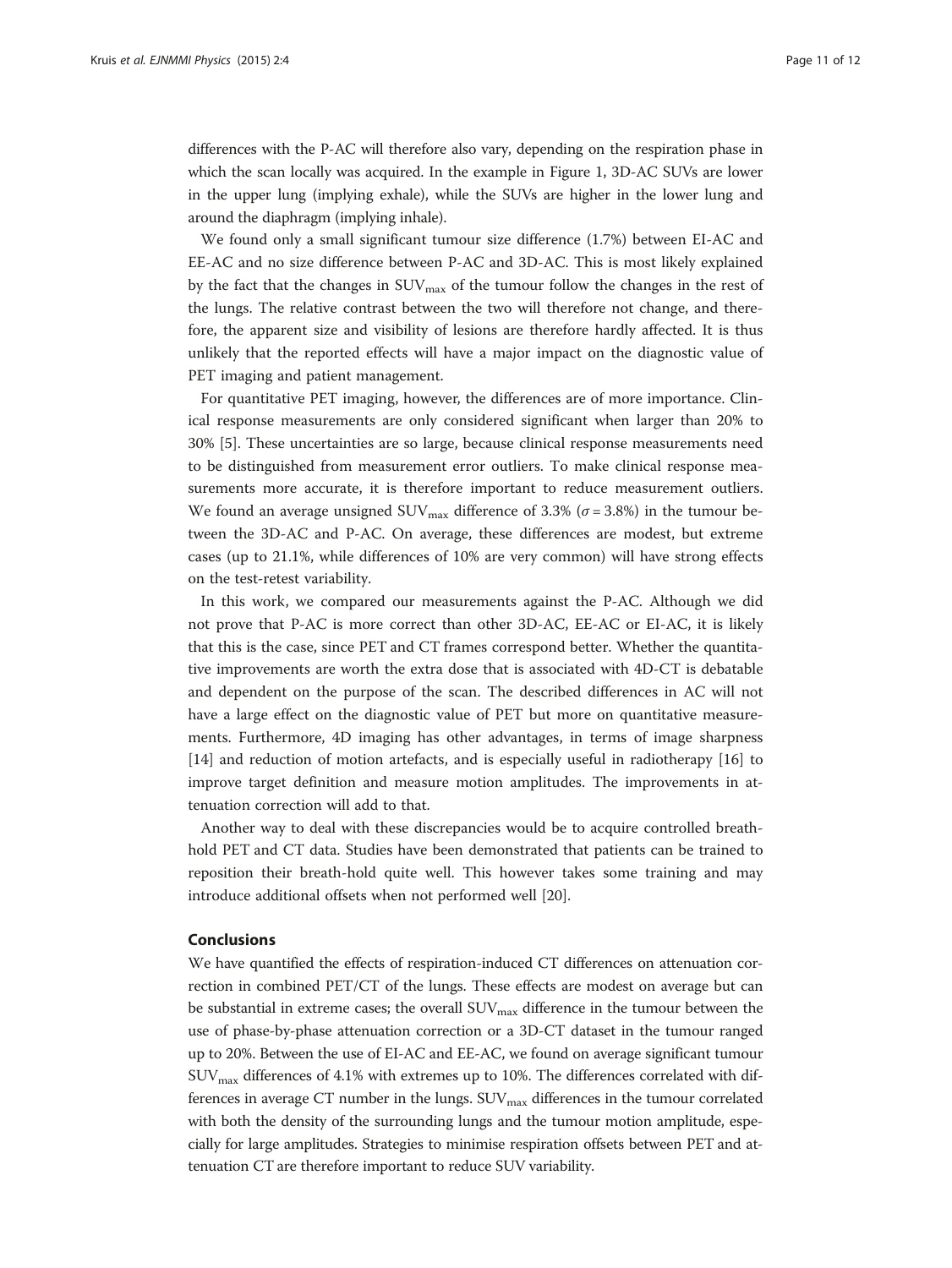differences with the P-AC will therefore also vary, depending on the respiration phase in which the scan locally was acquired. In the example in Figure 1, 3D-AC SUVs are lower in the upper lung (implying exhale), while the SUVs are higher in the lower lung and around the diaphragm (implying inhale).

We found only a small significant tumour size difference (1.7%) between EI-AC and EE-AC and no size difference between P-AC and 3D-AC. This is most likely explained by the fact that the changes in $SUV_{max}$ of the tumour follow the changes in the rest of the lungs. The relative contrast between the two will therefore not change, and therefore, the apparent size and visibility of lesions are therefore hardly affected. It is thus unlikely that the reported effects will have a major impact on the diagnostic value of PET imaging and patient management.

For quantitative PET imaging, however, the differences are of more importance. Clinical response measurements are only considered significant when larger than 20% to 30% [5]. These uncertainties are so large, because clinical response measurements need to be distinguished from measurement error outliers. To make clinical response measurements more accurate, it is therefore important to reduce measurement outliers. We found an average unsigned $SUV_{max}$ difference of 3.3% ($\sigma = 3.8\%$) in the tumour between the 3D-AC and P-AC. On average, these differences are modest, but extreme cases (up to 21.1%, while differences of 10% are very common) will have strong effects on the test-retest variability.

In this work, we compared our measurements against the P-AC. Although we did not prove that P-AC is more correct than other 3D-AC, EE-AC or EI-AC, it is likely that this is the case, since PET and CT frames correspond better. Whether the quantitative improvements are worth the extra dose that is associated with 4D-CT is debatable and dependent on the purpose of the scan. The described differences in AC will not have a large effect on the diagnostic value of PET but more on quantitative measurements. Furthermore, 4D imaging has other advantages, in terms of image sharpness [14] and reduction of motion artefacts, and is especially useful in radiotherapy [16] to improve target definition and measure motion amplitudes. The improvements in attenuation correction will add to that.

Another way to deal with these discrepancies would be to acquire controlled breath-hold PET and CT data. Studies have been demonstrated that patients can be trained to reposition their breath-hold quite well. This however takes some training and may introduce additional offsets when not performed well [20].

## Conclusions

We have quantified the effects of respiration-induced CT differences on attenuation correction in combined PET/CT of the lungs. These effects are modest on average but can be substantial in extreme cases; the overall $SUV_{max}$ difference in the tumour between the use of phase-by-phase attenuation correction or a 3D-CT dataset in the tumour ranged up to 20%. Between the use of EI-AC and EE-AC, we found on average significant tumour $SUV_{max}$ differences of 4.1% with extremes up to 10%. The differences correlated with differences in average CT number in the lungs. $SUV_{max}$ differences in the tumour correlated with both the density of the surrounding lungs and the tumour motion amplitude, especially for large amplitudes. Strategies to minimise respiration offsets between PET and attenuation CT are therefore important to reduce SUV variability.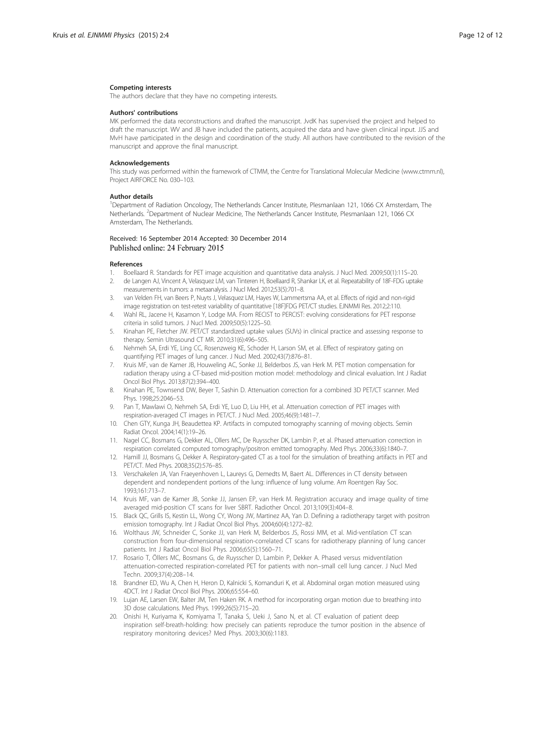### Competing interests

The authors declare that they have no competing interests.

### Authors' contributions

MK performed the data reconstructions and drafted the manuscript. JvdK has supervised the project and helped to draft the manuscript. WV and JB have included the patients, acquired the data and have given clinical input. JJS and MvH have participated in the design and coordination of the study. All authors have contributed to the revision of the manuscript and approve the final manuscript.

### Acknowledgements

This study was performed within the framework of CTMM, the Centre for Translational Molecular Medicine (www.ctmm.nl), Project AIRFORCE No. 030–103.

### Author details

[1]Department of Radiation Oncology, The Netherlands Cancer Institute, Plesmanlaan 121, 1066 CX Amsterdam, The Netherlands. [2]Department of Nuclear Medicine, The Netherlands Cancer Institute, Plesmanlaan 121, 1066 CX Amsterdam, The Netherlands.

Received: 16 September 2014 Accepted: 30 December 2014
Published online: 24 February 2015

### References

1. Boellaard R. Standards for PET image acquisition and quantitative data analysis. J Nucl Med. 2009;50(1):11S–20.
2. de Langen AJ, Vincent A, Velasquez LM, van Tinteren H, Boellaard R, Shankar LK, et al. Repeatability of 18F-FDG uptake measurements in tumors: a metaanalysis. J Nucl Med. 2012;53(5):701–8.
3. van Velden FH, van Beers P, Nuyts J, Velasquez LM, Hayes W, Lammertsma AA, et al. Effects of rigid and non-rigid image registration on test-retest variability of quantitative [18F]FDG PET/CT studies. EJNMMI Res. 2012;2:110.
4. Wahl RL, Jacene H, Kasamon Y, Lodge MA. From RECIST to PERCIST: evolving considerations for PET response criteria in solid tumors. J Nucl Med. 2009;50(5):122S–50.
5. Kinahan PE, Fletcher JW. PET/CT standardized uptake values (SUVs) in clinical practice and assessing response to therapy. Semin Ultrasound CT MR. 2010;31(6):496–505.
6. Nehmeh SA, Erdi YE, Ling CC, Rosenzweig KE, Schoder H, Larson SM, et al. Effect of respiratory gating on quantifying PET images of lung cancer. J Nucl Med. 2002;43(7):876–81.
7. Kruis MF, van de Kamer JB, Houweling AC, Sonke JJ, Belderbos JS, van Herk M. PET motion compensation for radiation therapy using a CT-based mid-position motion model: methodology and clinical evaluation. Int J Radiat Oncol Biol Phys. 2013;87(2):394–400.
8. Kinahan PE, Townsend DW, Beyer T, Sashin D. Attenuation correction for a combined 3D PET/CT scanner. Med Phys. 1998;25:2046–53.
9. Pan T, Mawlawi O, Nehmeh SA, Erdi YE, Luo D, Liu HH, et al. Attenuation correction of PET images with respiration-averaged CT images in PET/CT. J Nucl Med. 2005;46(9):1481–7.
10. Chen GTY, Kunga JH, Beaudettea KP. Artifacts in computed tomography scanning of moving objects. Semin Radiat Oncol. 2004;14(1):19–26.
11. Nagel CC, Bosmans G, Dekker AL, Ollers MC, De Ruysscher DK, Lambin P, et al. Phased attenuation correction in respiration correlated computed tomography/positron emitted tomography. Med Phys. 2006;33(6):1840–7.
12. Hamill JJ, Bosmans G, Dekker A. Respiratory-gated CT as a tool for the simulation of breathing artifacts in PET and PET/CT. Med Phys. 2008;35(2):576–85.
13. Verschakelen JA, Van Fraeyenhoven L, Laureys G, Demedts M, Baert AL. Differences in CT density between dependent and nondependent portions of the lung: influence of lung volume. Am Roentgen Ray Soc. 1993;161:713–7.
14. Kruis MF, van de Kamer JB, Sonke JJ, Jansen EP, van Herk M. Registration accuracy and image quality of time averaged mid-position CT scans for liver SBRT. Radiother Oncol. 2013;109(3):404–8.
15. Black QC, Grills IS, Kestin LL, Wong CY, Wong JW, Martinez AA, Yan D. Defining a radiotherapy target with positron emission tomography. Int J Radiat Oncol Biol Phys. 2004;60(4):1272–82.
16. Wolthaus JW, Schneider C, Sonke JJ, van Herk M, Belderbos JS, Rossi MM, et al. Mid-ventilation CT scan construction from four-dimensional respiration-correlated CT scans for radiotherapy planning of lung cancer patients. Int J Radiat Oncol Biol Phys. 2006;65(5):1560–71.
17. Rosario T, Öllers MC, Bosmans G, de Ruysscher D, Lambin P, Dekker A. Phased versus midventilation attenuation-corrected respiration-correlated PET for patients with non–small cell lung cancer. J Nucl Med Techn. 2009;37(4):208–14.
18. Brandner ED, Wu A, Chen H, Heron D, Kalnicki S, Komanduri K, et al. Abdominal organ motion measured using 4DCT. Int J Radiat Oncol Biol Phys. 2006;65:554–60.
19. Lujan AE, Larsen EW, Balter JM, Ten Haken RK. A method for incorporating organ motion due to breathing into 3D dose calculations. Med Phys. 1999;26(5):715–20.
20. Onishi H, Kuriyama K, Komiyama T, Tanaka S, Ueki J, Sano N, et al. CT evaluation of patient deep inspiration self-breath-holding: how precisely can patients reproduce the tumor position in the absence of respiratory monitoring devices? Med Phys. 2003;30(6):1183.